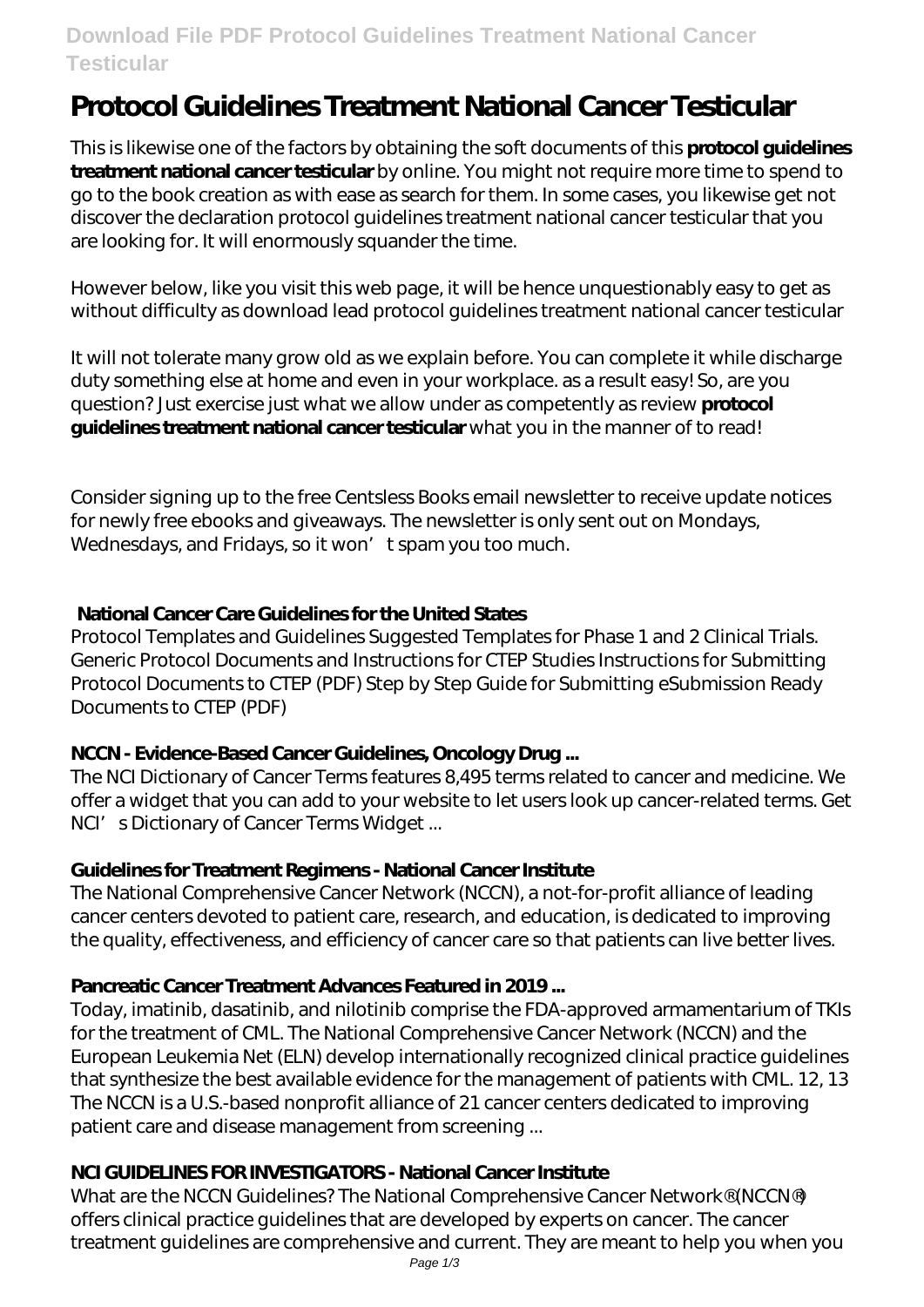# Protocol Guidelines Treatment National Cancer Testicular

This is likewise one of the factors by obtaining the soft documents of this **protocol guidelines treatment national cancer testicular** by online. You might not require more time to spend to go to the book creation as with ease as search for them. In some cases, you likewise get not discover the declaration protocol guidelines treatment national cancer testicular that you are looking for. It will enormously squander the time.

However below, like you visit this web page, it will be hence unquestionably easy to get as without difficulty as download lead protocol guidelines treatment national cancer testicular

It will not tolerate many grow old as we explain before. You can complete it while discharge duty something else at home and even in your workplace. as a result easy! So, are you question? Just exercise just what we allow under as competently as review **protocol guidelines treatment national cancer testicular** what you in the manner of to read!

Consider signing up to the free Centsless Books email newsletter to receive update notices for newly free ebooks and giveaways. The newsletter is only sent out on Mondays, Wednesdays, and Fridays, so it won't spam you too much.

## National Cancer Care Guidelines for the United States

Protocol Templates and Guidelines Suggested Templates for Phase 1 and 2 Clinical Trials. Generic Protocol Documents and Instructions for CTEP Studies Instructions for Submitting Protocol Documents to CTEP (PDF) Step by Step Guide for Submitting eSubmission Ready Documents to CTEP (PDF)

## NCCN - Evidence-Based Cancer Guidelines, Oncology Drug ...

The NCI Dictionary of Cancer Terms features 8,495 terms related to cancer and medicine. We offer a widget that you can add to your website to let users look up cancer-related terms. Get NCI's Dictionary of Cancer Terms Widget ...

## Guidelines for Treatment Regimens - National Cancer Institute

The National Comprehensive Cancer Network (NCCN), a not-for-profit alliance of leading cancer centers devoted to patient care, research, and education, is dedicated to improving the quality, effectiveness, and efficiency of cancer care so that patients can live better lives.

## Pancreatic Cancer Treatment Advances Featured in 2019 ...

Today, imatinib, dasatinib, and nilotinib comprise the FDA-approved armamentarium of TKIs for the treatment of CML. The National Comprehensive Cancer Network (NCCN) and the European Leukemia Net (ELN) develop internationally recognized clinical practice guidelines that synthesize the best available evidence for the management of patients with CML. 12, 13 The NCCN is a U.S.-based nonprofit alliance of 21 cancer centers dedicated to improving patient care and disease management from screening ...

## NCI GUIDELINES FOR INVESTIGATORS - National Cancer Institute

What are the NCCN Guidelines? The National Comprehensive Cancer Network® (NCCN®) offers clinical practice guidelines that are developed by experts on cancer. The cancer treatment guidelines are comprehensive and current. They are meant to help you when you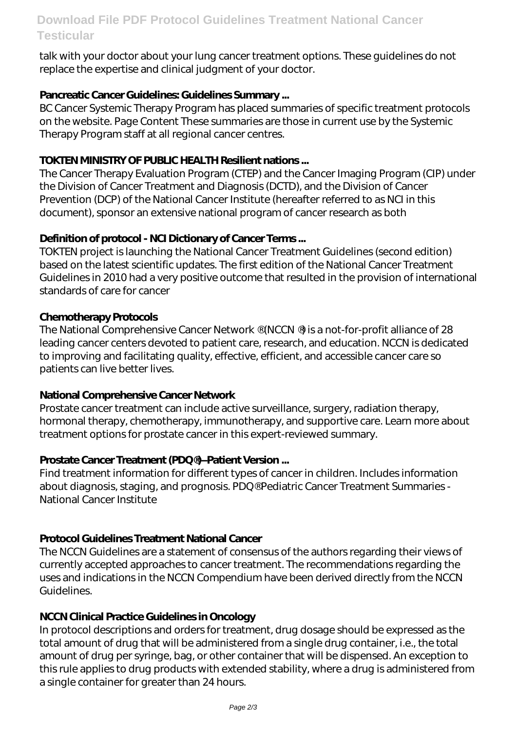talk with your doctor about your lung cancer treatment options. These guidelines do not replace the expertise and clinical judgment of your doctor.

**Pancreatic Cancer Guidelines: Guidelines Summary ...**

BC Cancer Systemic Therapy Program has placed summaries of specific treatment protocols on the website. Page Content These summaries are those in current use by the Systemic Therapy Program staff at all regional cancer centres.

**TOKTEN MINISTRY OF PUBLIC HEALTH Resilient nations ...**

The Cancer Therapy Evaluation Program (CTEP) and the Cancer Imaging Program (CIP) under the Division of Cancer Treatment and Diagnosis (DCTD), and the Division of Cancer Prevention (DCP) of the National Cancer Institute (hereafter referred to as NCI in this document), sponsor an extensive national program of cancer research as both

**Definition of protocol - NCI Dictionary of Cancer Terms ...**

TOKTEN project is launching the National Cancer Treatment Guidelines (second edition) based on the latest scientific updates. The first edition of the National Cancer Treatment Guidelines in 2010 had a very positive outcome that resulted in the provision of international standards of care for cancer

**Chemotherapy Protocols**

The National Comprehensive Cancer Network ® (NCCN ®) is a not-for-profit alliance of 28 leading cancer centers devoted to patient care, research, and education. NCCN is dedicated to improving and facilitating quality, effective, efficient, and accessible cancer care so patients can live better lives.

**National Comprehensive Cancer Network**

Prostate cancer treatment can include active surveillance, surgery, radiation therapy, hormonal therapy, chemotherapy, immunotherapy, and supportive care. Learn more about treatment options for prostate cancer in this expert-reviewed summary.

**Prostate Cancer Treatment (PDQ®)—Patient Version ...**

Find treatment information for different types of cancer in children. Includes information about diagnosis, staging, and prognosis. PDQ® Pediatric Cancer Treatment Summaries - National Cancer Institute

**Protocol Guidelines Treatment National Cancer**

The NCCN Guidelines are a statement of consensus of the authors regarding their views of currently accepted approaches to cancer treatment. The recommendations regarding the uses and indications in the NCCN Compendium have been derived directly from the NCCN Guidelines.

**NCCN Clinical Practice Guidelines in Oncology**

In protocol descriptions and orders for treatment, drug dosage should be expressed as the total amount of drug that will be administered from a single drug container, i.e., the total amount of drug per syringe, bag, or other container that will be dispensed. An exception to this rule applies to drug products with extended stability, where a drug is administered from a single container for greater than 24 hours.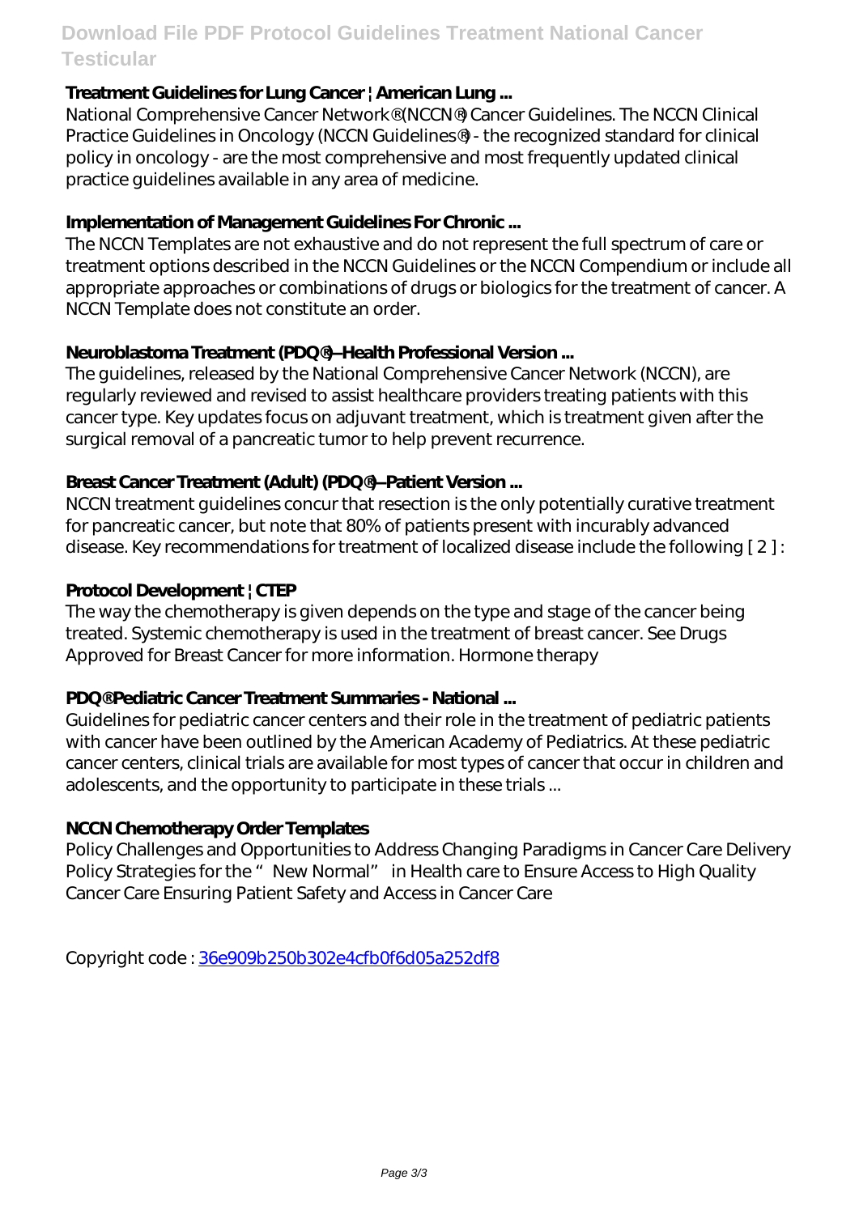### Treatment Guidelines for Lung Cancer | American Lung ...

National Comprehensive Cancer Network® (NCCN®) Cancer Guidelines. The NCCN Clinical Practice Guidelines in Oncology (NCCN Guidelines®) - the recognized standard for clinical policy in oncology - are the most comprehensive and most frequently updated clinical practice guidelines available in any area of medicine.

### Implementation of Management Guidelines For Chronic ...

The NCCN Templates are not exhaustive and do not represent the full spectrum of care or treatment options described in the NCCN Guidelines or the NCCN Compendium or include all appropriate approaches or combinations of drugs or biologics for the treatment of cancer. A NCCN Template does not constitute an order.

### Neuroblastoma Treatment (PDQ®)–Health Professional Version ...

The guidelines, released by the National Comprehensive Cancer Network (NCCN), are regularly reviewed and revised to assist healthcare providers treating patients with this cancer type. Key updates focus on adjuvant treatment, which is treatment given after the surgical removal of a pancreatic tumor to help prevent recurrence.

### Breast Cancer Treatment (Adult) (PDQ®)–Patient Version ...

NCCN treatment guidelines concur that resection is the only potentially curative treatment for pancreatic cancer, but note that 80% of patients present with incurably advanced disease. Key recommendations for treatment of localized disease include the following [ 2 ] :

### Protocol Development | CTEP

The way the chemotherapy is given depends on the type and stage of the cancer being treated. Systemic chemotherapy is used in the treatment of breast cancer. See Drugs Approved for Breast Cancer for more information. Hormone therapy

### PDQ® Pediatric Cancer Treatment Summaries - National ...

Guidelines for pediatric cancer centers and their role in the treatment of pediatric patients with cancer have been outlined by the American Academy of Pediatrics. At these pediatric cancer centers, clinical trials are available for most types of cancer that occur in children and adolescents, and the opportunity to participate in these trials ...

### NCCN Chemotherapy Order Templates

Policy Challenges and Opportunities to Address Changing Paradigms in Cancer Care Delivery Policy Strategies for the "New Normal" in Health care to Ensure Access to High Quality Cancer Care Ensuring Patient Safety and Access in Cancer Care

Copyright code : 36e909b250b302e4cfb0f6d05a252df8